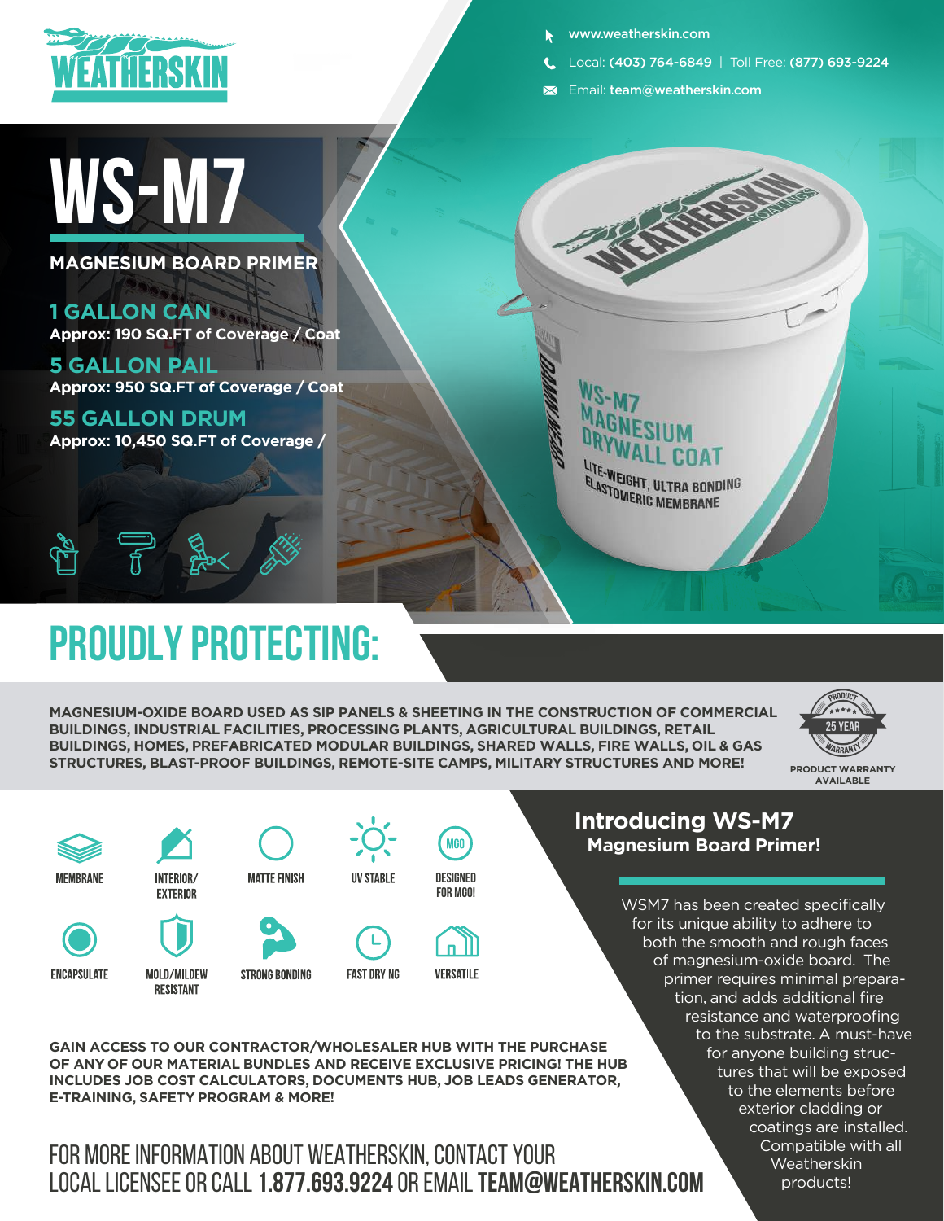WEATHERSKIN

www.weatherskin.com

Local: **(403) 764-6849** | Toll Free: **(877) 693-9224**

Email: **team@weatherskin.com**

# WS-M7

**MAGNESIUM BOARD PRIMER**

## 1 GALLON CAN
**Approx: 190 SQ.FT of Coverage / Coat**

## 5 GALLON PAIL
**Approx: 950 SQ.FT of Coverage / Coat**

## 55 GALLON DRUM
**Approx: 10,450 SQ.FT of Coverage /**

WS-M7 MAGNESIUM DRYWALL COAT

LITE-WEIGHT, ULTRA BONDING ELASTOMERIC MEMBRANE

# PROUDLY PROTECTING:

**MAGNESIUM-OXIDE BOARD USED AS SIP PANELS & SHEETING IN THE CONSTRUCTION OF COMMERCIAL BUILDINGS, INDUSTRIAL FACILITIES, PROCESSING PLANTS, AGRICULTURAL BUILDINGS, RETAIL BUILDINGS, HOMES, PREFABRICATED MODULAR BUILDINGS, SHARED WALLS, FIRE WALLS, OIL & GAS STRUCTURES, BLAST-PROOF BUILDINGS, REMOTE-SITE CAMPS, MILITARY STRUCTURES AND MORE!**

PRODUCT 25 YEAR WARRANTY

**PRODUCT WARRANTY AVAILABLE**

- MEMBRANE
- INTERIOR/EXTERIOR
- MATTE FINISH
- UV STABLE
- DESIGNED FOR MGO!
- ENCAPSULATE
- MOLD/MILDEW RESISTANT
- STRONG BONDING
- FAST DRYING
- VERSATILE

## Introducing WS-M7
### Magnesium Board Primer!

WSM7 has been created specifically for its unique ability to adhere to both the smooth and rough faces of magnesium-oxide board. The primer requires minimal preparation, and adds additional fire resistance and waterproofing to the substrate. A must-have for anyone building structures that will be exposed to the elements before exterior cladding or coatings are installed. Compatible with all Weatherskin products!

**GAIN ACCESS TO OUR CONTRACTOR/WHOLESALER HUB WITH THE PURCHASE OF ANY OF OUR MATERIAL BUNDLES AND RECEIVE EXCLUSIVE PRICING! THE HUB INCLUDES JOB COST CALCULATORS, DOCUMENTS HUB, JOB LEADS GENERATOR, E-TRAINING, SAFETY PROGRAM & MORE!**

FOR MORE INFORMATION ABOUT WEATHERSKIN, CONTACT YOUR LOCAL LICENSEE OR CALL **1.877.693.9224** OR EMAIL **TEAM@WEATHERSKIN.COM**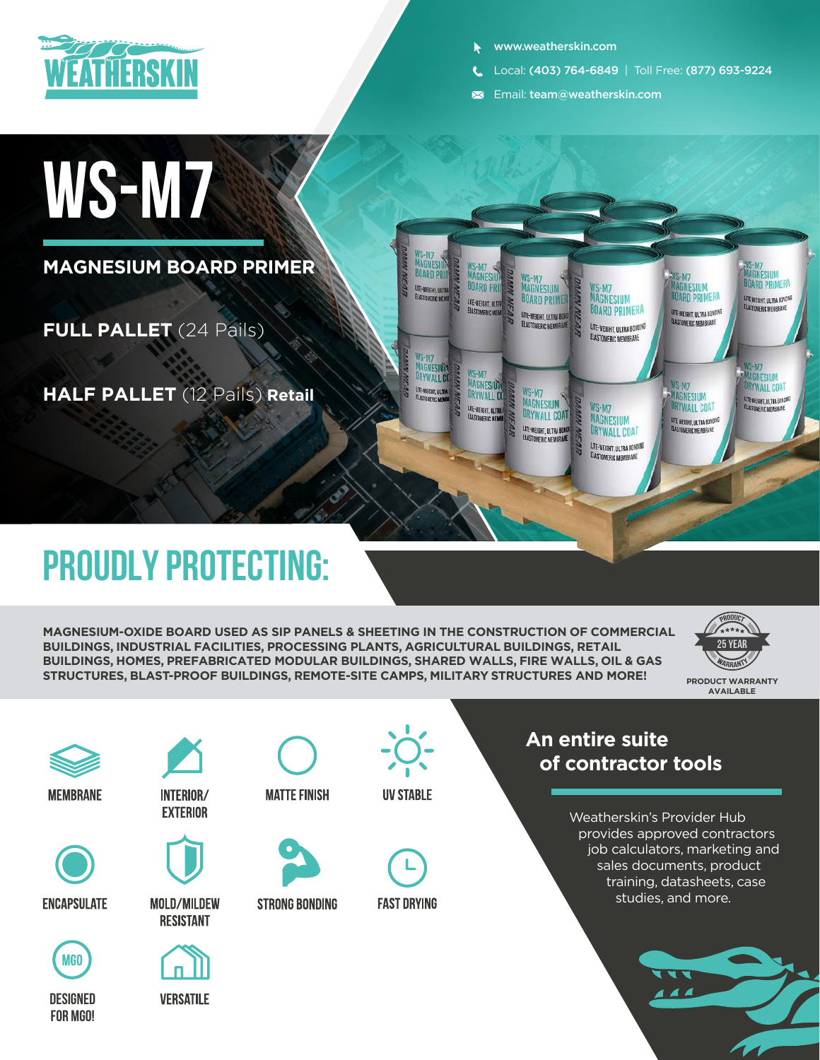WEATHERSKIN

www.weatherskin.com

Local: **(403) 764-6849** | Toll Free: **(877) 693-9224**

Email: **team@weatherskin.com**

# WS-M7

## MAGNESIUM BOARD PRIMER

**FULL PALLET** (24 Pails)

**HALF PALLET** (12 Pails) **Retail**

# PROUDLY PROTECTING:

**MAGNESIUM-OXIDE BOARD USED AS SIP PANELS & SHEETING IN THE CONSTRUCTION OF COMMERCIAL BUILDINGS, INDUSTRIAL FACILITIES, PROCESSING PLANTS, AGRICULTURAL BUILDINGS, RETAIL BUILDINGS, HOMES, PREFABRICATED MODULAR BUILDINGS, SHARED WALLS, FIRE WALLS, OIL & GAS STRUCTURES, BLAST-PROOF BUILDINGS, REMOTE-SITE CAMPS, MILITARY STRUCTURES AND MORE!**

PRODUCT 25 YEAR WARRANTY

**PRODUCT WARRANTY AVAILABLE**

- MEMBRANE
- INTERIOR/EXTERIOR
- MATTE FINISH
- UV STABLE
- ENCAPSULATE
- MOLD/MILDEW RESISTANT
- STRONG BONDING
- FAST DRYING
- DESIGNED FOR MGO!
- VERSATILE

## An entire suite of contractor tools

Weatherskin's Provider Hub provides approved contractors job calculators, marketing and sales documents, product training, datasheets, case studies, and more.